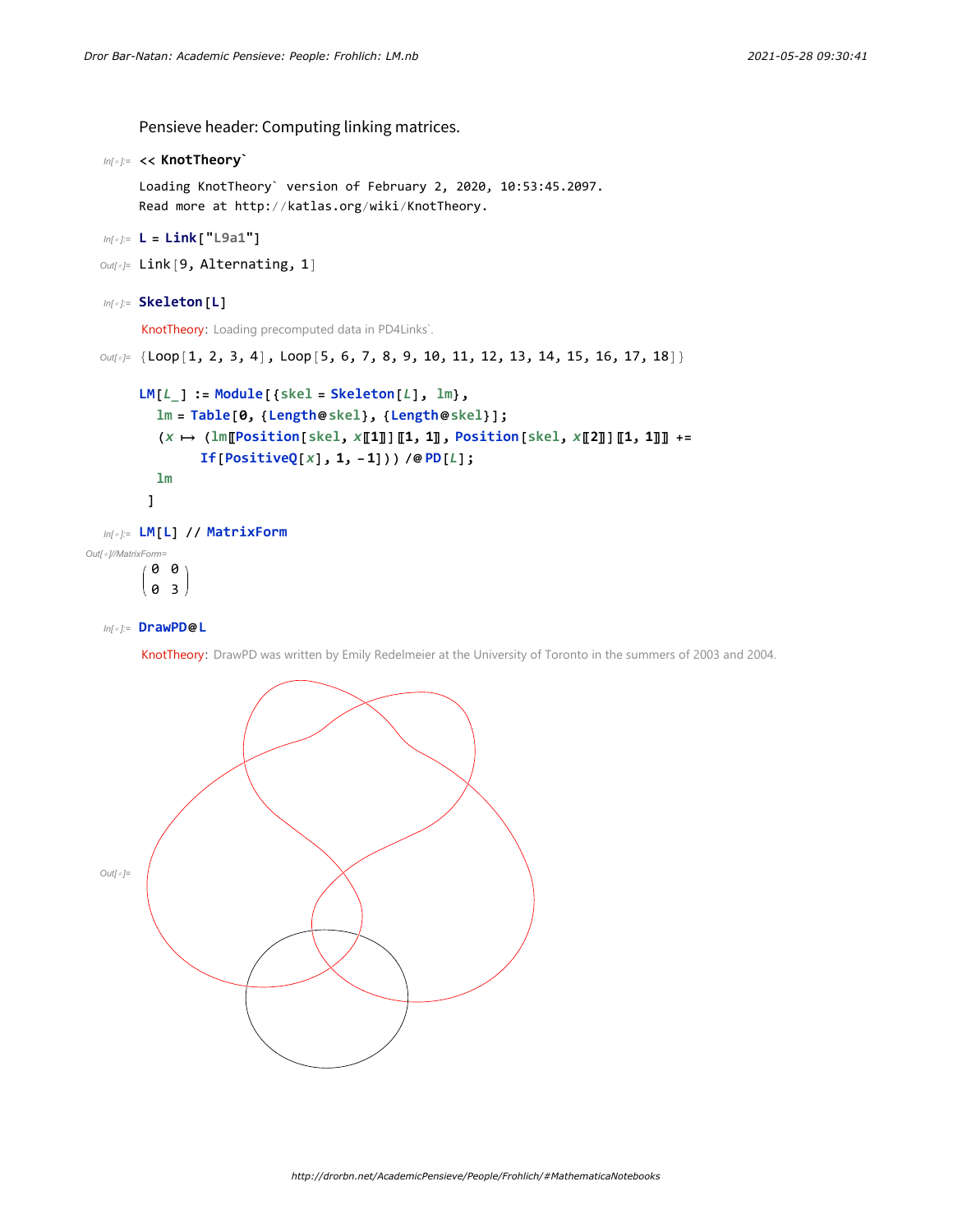Pensieve header: Computing linking matrices.

```
In[◦]:= << KnotTheory`
```

```
Loading KnotTheory` version of February 2, 2020, 10:53:45.2097.
Read more at http://katlas.org/wiki/KnotTheory.
```

```
In[◦]:= L = Link["L9a1"]
```

```
Out[◦]= Link[9, Alternating, 1]
```

```
In[◦]:= Skeleton[L]
```

KnotTheory: Loading precomputed data in PD4Links`.

```
Out[◦]= {Loop[1, 2, 3, 4], Loop[5, 6, 7, 8, 9, 10, 11, 12, 13, 14, 15, 16, 17, 18]}
```

```
LM[L_] := Module[{skel = Skeleton[L], lm},
  lm = Table[0, {Length@skel}, {Length@skel}];
  (x ↦ (lm⟦Position[skel, x⟦1⟧]⟦1, 1⟧, Position[skel, x⟦2⟧]⟦1, 1⟧⟧ +=
      If[PositiveQ[x], 1, -1])) /@ PD[L];
  lm
 ]
```

```
In[◦]:= LM[L] // MatrixForm
```

Out[◦]//MatrixForm=

$$\begin{pmatrix} 0 & 0 \\ 0 & 3 \end{pmatrix}$$

```
In[◦]:= DrawPD@L
```

KnotTheory: DrawPD was written by Emily Redelmeier at the University of Toronto in the summers of 2003 and 2004.

Out[◦]=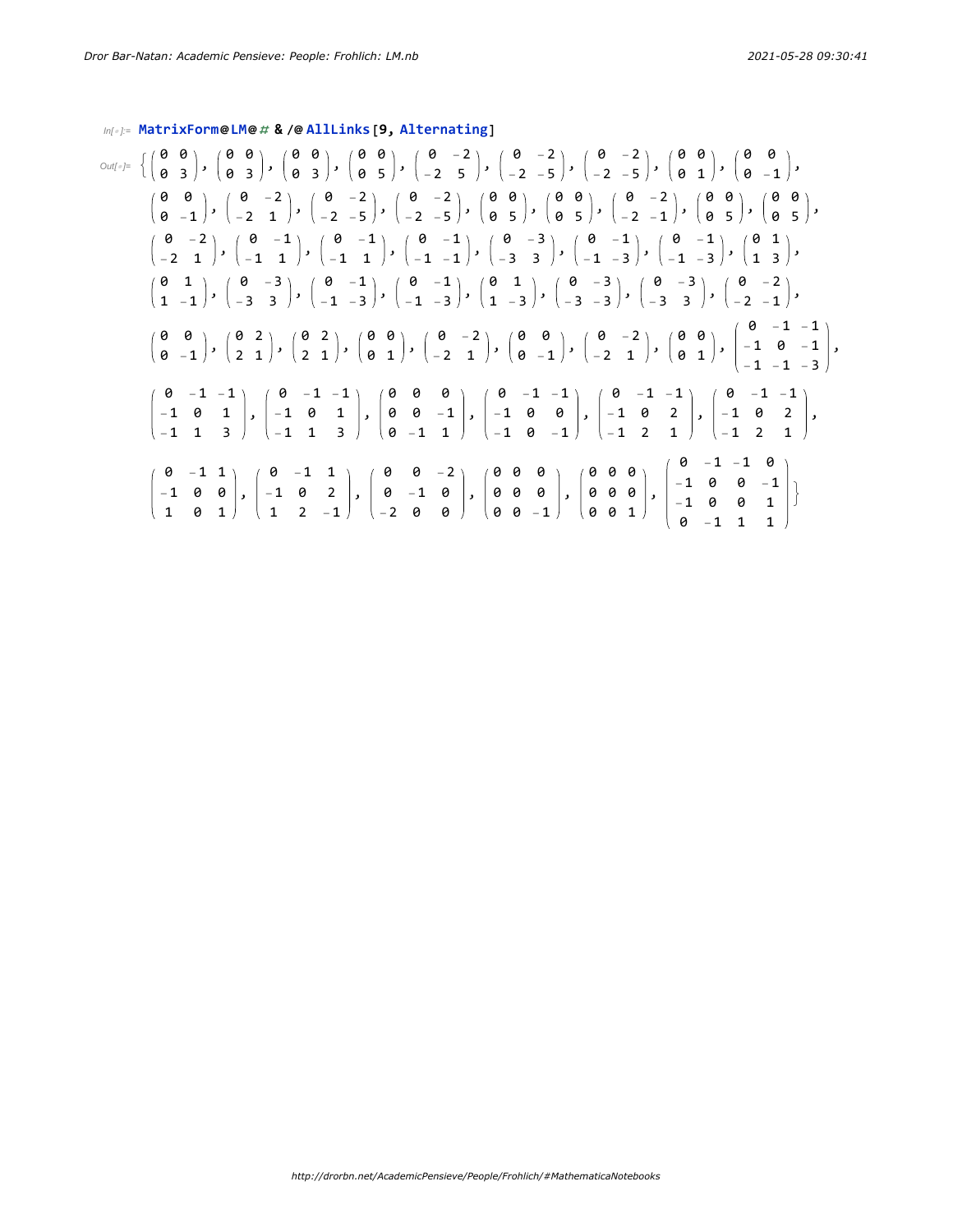In[∘]:=
```
MatrixForm@LM@# & /@ AllLinks[9, Alternating]
```

Out[∘]=

$$\left\{\begin{pmatrix}0&0\\0&3\end{pmatrix},\begin{pmatrix}0&0\\0&3\end{pmatrix},\begin{pmatrix}0&0\\0&3\end{pmatrix},\begin{pmatrix}0&0\\0&5\end{pmatrix},\begin{pmatrix}0&-2\\-2&5\end{pmatrix},\begin{pmatrix}0&-2\\-2&-5\end{pmatrix},\begin{pmatrix}0&-2\\-2&-5\end{pmatrix},\begin{pmatrix}0&0\\0&1\end{pmatrix},\begin{pmatrix}0&0\\0&-1\end{pmatrix},\right.$$

$$\begin{pmatrix}0&0\\0&-1\end{pmatrix},\begin{pmatrix}0&-2\\-2&1\end{pmatrix},\begin{pmatrix}0&-2\\-2&-5\end{pmatrix},\begin{pmatrix}0&-2\\-2&-5\end{pmatrix},\begin{pmatrix}0&0\\0&5\end{pmatrix},\begin{pmatrix}0&0\\0&5\end{pmatrix},\begin{pmatrix}0&-2\\-2&-1\end{pmatrix},\begin{pmatrix}0&0\\0&5\end{pmatrix},\begin{pmatrix}0&0\\0&5\end{pmatrix},$$

$$\begin{pmatrix}0&-2\\-2&1\end{pmatrix},\begin{pmatrix}0&-1\\-1&1\end{pmatrix},\begin{pmatrix}0&-1\\-1&1\end{pmatrix},\begin{pmatrix}0&-1\\-1&-1\end{pmatrix},\begin{pmatrix}0&-3\\-3&3\end{pmatrix},\begin{pmatrix}0&-1\\-1&-3\end{pmatrix},\begin{pmatrix}0&-1\\-1&-3\end{pmatrix},\begin{pmatrix}0&1\\1&3\end{pmatrix},$$

$$\begin{pmatrix}0&1\\1&-1\end{pmatrix},\begin{pmatrix}0&-3\\-3&3\end{pmatrix},\begin{pmatrix}0&-1\\-1&-3\end{pmatrix},\begin{pmatrix}0&-1\\-1&-3\end{pmatrix},\begin{pmatrix}0&1\\1&-3\end{pmatrix},\begin{pmatrix}0&-3\\-3&-3\end{pmatrix},\begin{pmatrix}0&-3\\-3&3\end{pmatrix},\begin{pmatrix}0&-2\\-2&-1\end{pmatrix},$$

$$\begin{pmatrix}0&0\\0&-1\end{pmatrix},\begin{pmatrix}0&2\\2&1\end{pmatrix},\begin{pmatrix}0&2\\2&1\end{pmatrix},\begin{pmatrix}0&0\\0&1\end{pmatrix},\begin{pmatrix}0&-2\\-2&1\end{pmatrix},\begin{pmatrix}0&0\\0&-1\end{pmatrix},\begin{pmatrix}0&-2\\-2&1\end{pmatrix},\begin{pmatrix}0&0\\0&1\end{pmatrix},\begin{pmatrix}0&-1&-1\\-1&0&-1\\-1&-1&-3\end{pmatrix},$$

$$\begin{pmatrix}0&-1&-1\\-1&0&1\\-1&1&3\end{pmatrix},\begin{pmatrix}0&-1&-1\\-1&0&1\\-1&1&3\end{pmatrix},\begin{pmatrix}0&0&0\\0&0&-1\\0&-1&1\end{pmatrix},\begin{pmatrix}0&-1&-1\\-1&0&0\\-1&0&-1\end{pmatrix},\begin{pmatrix}0&-1&-1\\-1&0&2\\-1&2&1\end{pmatrix},\begin{pmatrix}0&-1&-1\\-1&0&2\\-1&2&1\end{pmatrix},$$

$$\left.\begin{pmatrix}0&-1&1\\-1&0&0\\1&0&1\end{pmatrix},\begin{pmatrix}0&-1&1\\-1&0&2\\1&2&-1\end{pmatrix},\begin{pmatrix}0&0&-2\\0&-1&0\\-2&0&0\end{pmatrix},\begin{pmatrix}0&0&0\\0&0&0\\0&0&-1\end{pmatrix},\begin{pmatrix}0&0&0\\0&0&0\\0&0&1\end{pmatrix},\begin{pmatrix}0&-1&-1&0\\-1&0&0&-1\\-1&0&0&1\\0&-1&1&1\end{pmatrix}\right\}$$